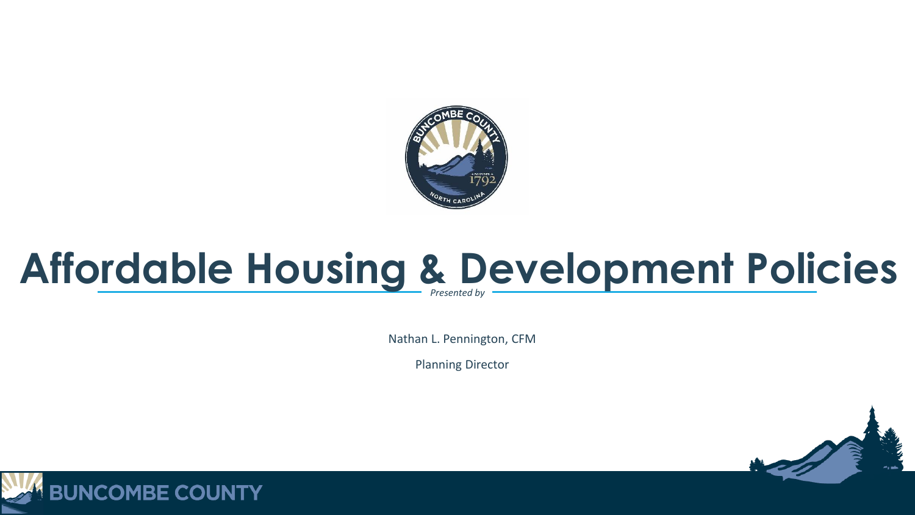# Affordable Housing & Development Policies

*Presented by*

Nathan L. Pennington, CFM

Planning Director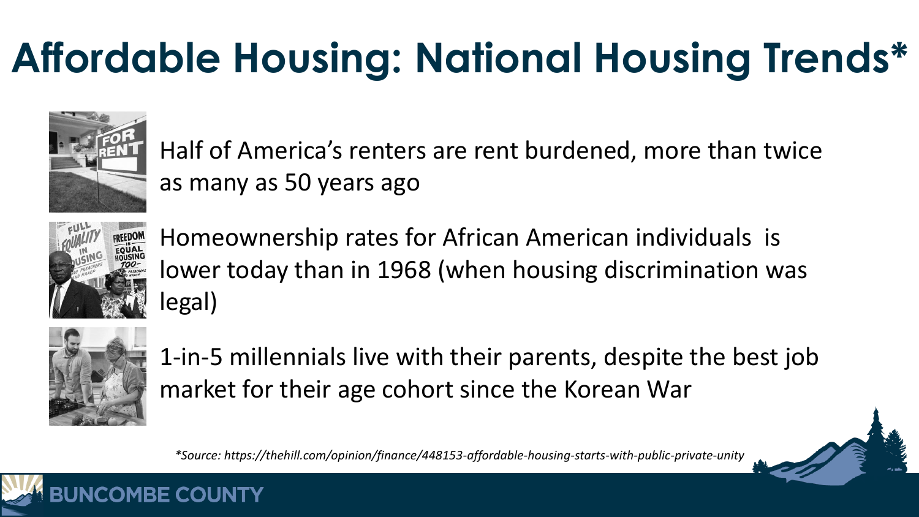# Affordable Housing: National Housing Trends*

- Half of America's renters are rent burdened, more than twice as many as 50 years ago
- Homeownership rates for African American individuals is lower today than in 1968 (when housing discrimination was legal)
- 1-in-5 millennials live with their parents, despite the best job market for their age cohort since the Korean War

*\*Source: https://thehill.com/opinion/finance/448153-affordable-housing-starts-with-public-private-unity*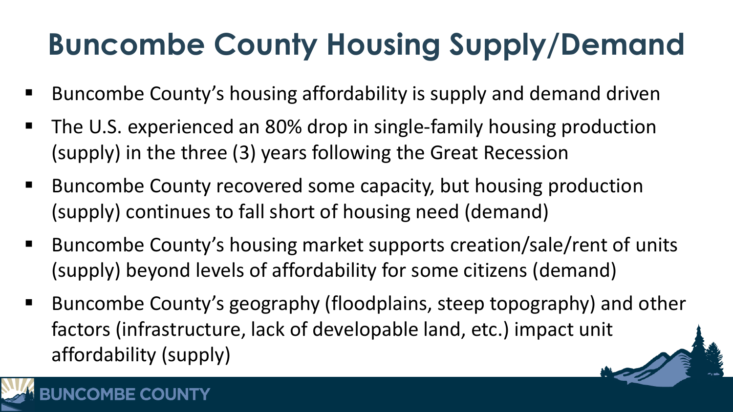# Buncombe County Housing Supply/Demand

- Buncombe County's housing affordability is supply and demand driven
- The U.S. experienced an 80% drop in single-family housing production (supply) in the three (3) years following the Great Recession
- Buncombe County recovered some capacity, but housing production (supply) continues to fall short of housing need (demand)
- Buncombe County's housing market supports creation/sale/rent of units (supply) beyond levels of affordability for some citizens (demand)
- Buncombe County's geography (floodplains, steep topography) and other factors (infrastructure, lack of developable land, etc.) impact unit affordability (supply)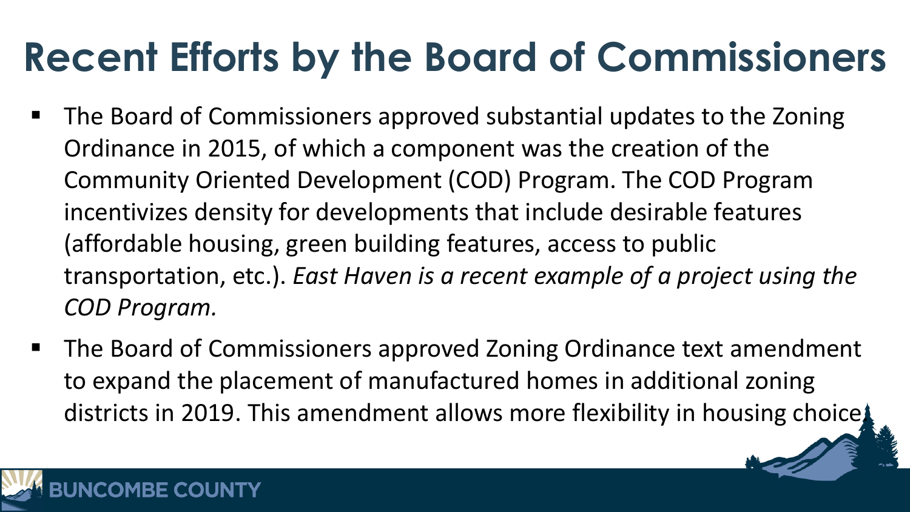# Recent Efforts by the Board of Commissioners

- The Board of Commissioners approved substantial updates to the Zoning Ordinance in 2015, of which a component was the creation of the Community Oriented Development (COD) Program. The COD Program incentivizes density for developments that include desirable features (affordable housing, green building features, access to public transportation, etc.). *East Haven is a recent example of a project using the COD Program.*
- The Board of Commissioners approved Zoning Ordinance text amendment to expand the placement of manufactured homes in additional zoning districts in 2019. This amendment allows more flexibility in housing choice.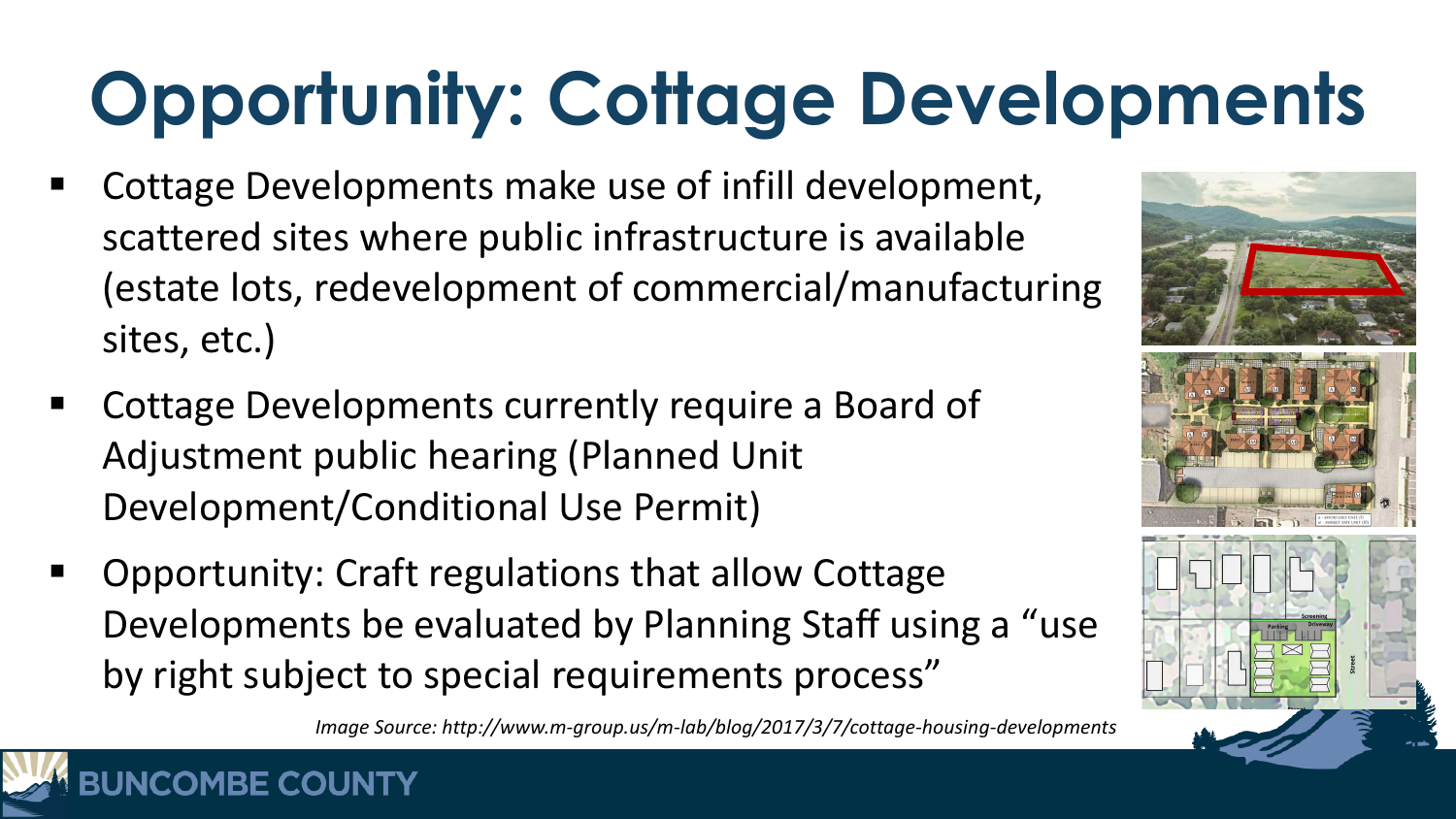# Opportunity: Cottage Developments

- Cottage Developments make use of infill development, scattered sites where public infrastructure is available (estate lots, redevelopment of commercial/manufacturing sites, etc.)
- Cottage Developments currently require a Board of Adjustment public hearing (Planned Unit Development/Conditional Use Permit)
- Opportunity: Craft regulations that allow Cottage Developments be evaluated by Planning Staff using a "use by right subject to special requirements process"

*Image Source: http://www.m-group.us/m-lab/blog/2017/3/7/cottage-housing-developments*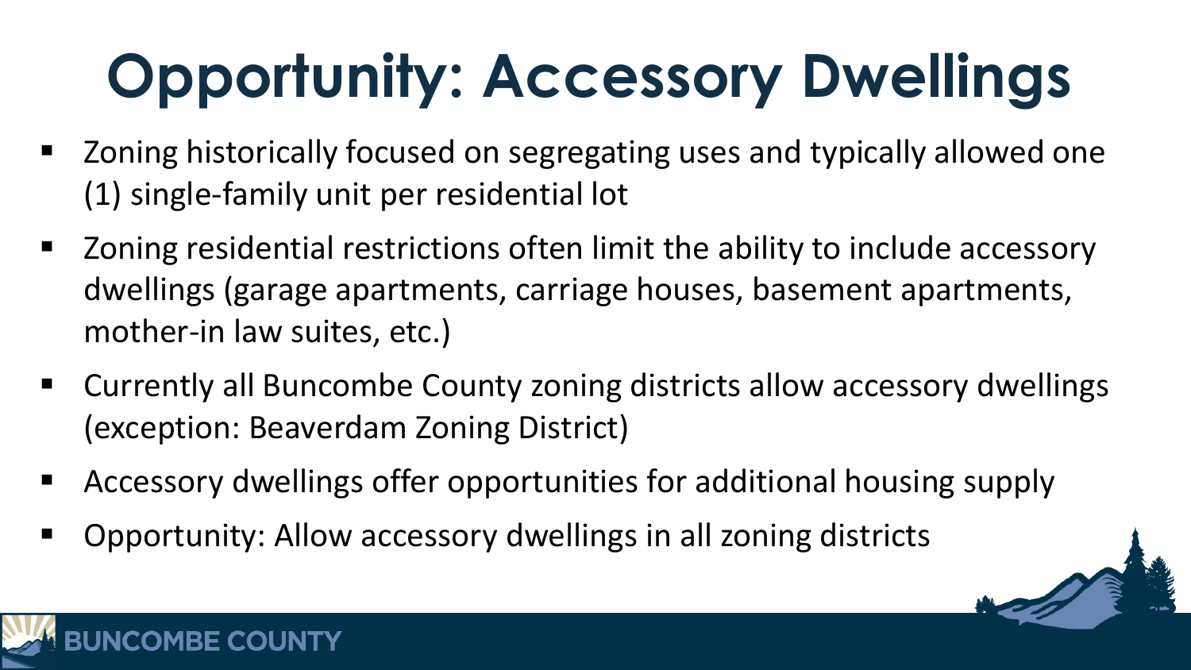# Opportunity: Accessory Dwellings

- Zoning historically focused on segregating uses and typically allowed one (1) single-family unit per residential lot
- Zoning residential restrictions often limit the ability to include accessory dwellings (garage apartments, carriage houses, basement apartments, mother-in law suites, etc.)
- Currently all Buncombe County zoning districts allow accessory dwellings (exception: Beaverdam Zoning District)
- Accessory dwellings offer opportunities for additional housing supply
- Opportunity: Allow accessory dwellings in all zoning districts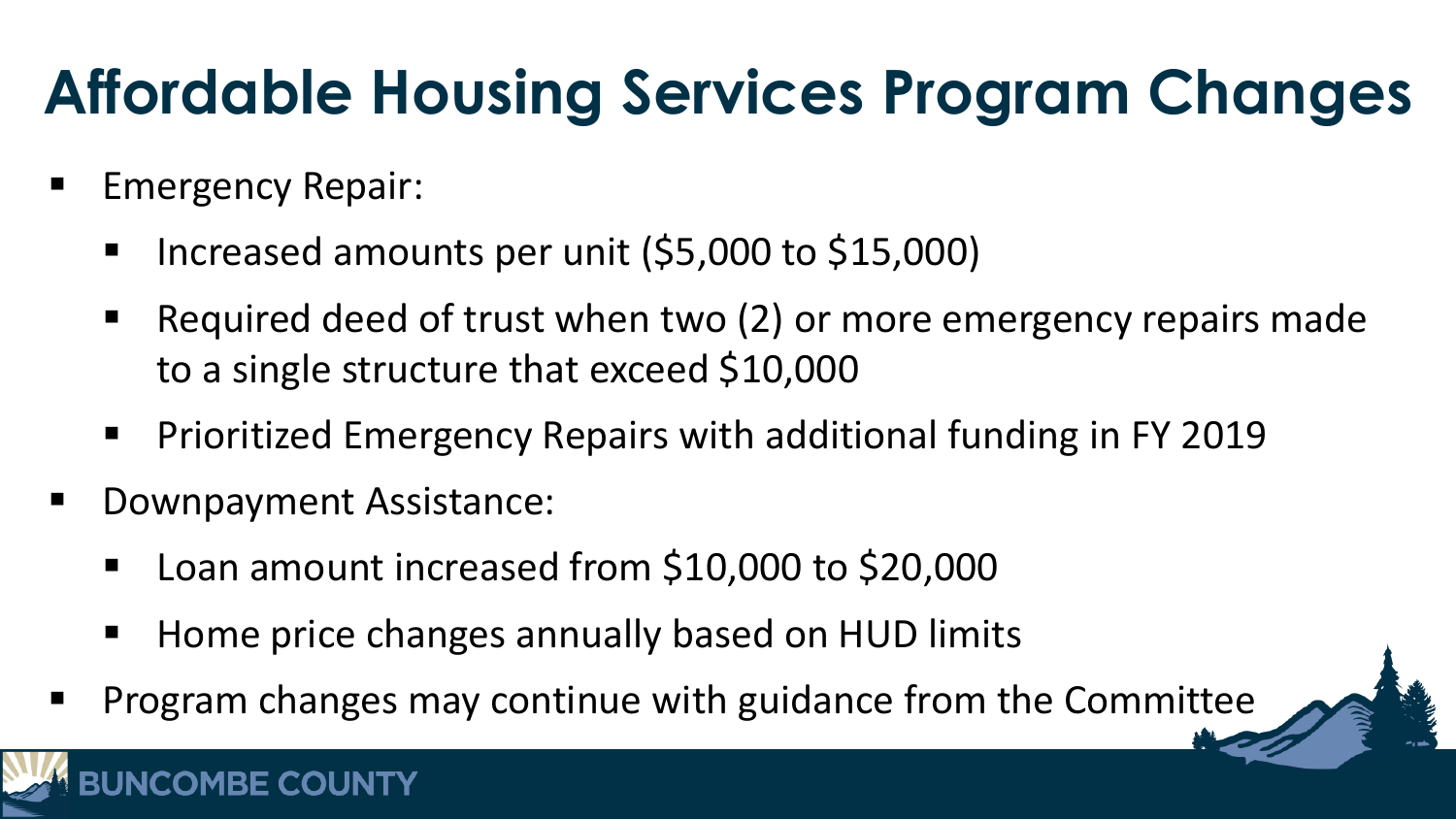# Affordable Housing Services Program Changes

- Emergency Repair:
  - Increased amounts per unit ($5,000 to $15,000)
  - Required deed of trust when two (2) or more emergency repairs made to a single structure that exceed $10,000
  - Prioritized Emergency Repairs with additional funding in FY 2019
- Downpayment Assistance:
  - Loan amount increased from $10,000 to $20,000
  - Home price changes annually based on HUD limits
- Program changes may continue with guidance from the Committee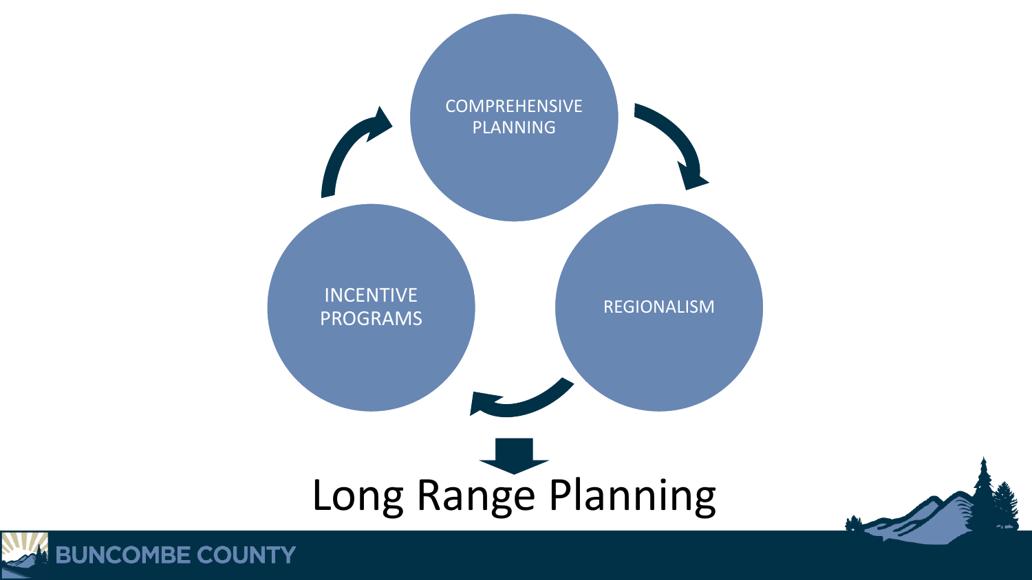COMPREHENSIVE PLANNING

REGIONALISM

INCENTIVE PROGRAMS

# Long Range Planning